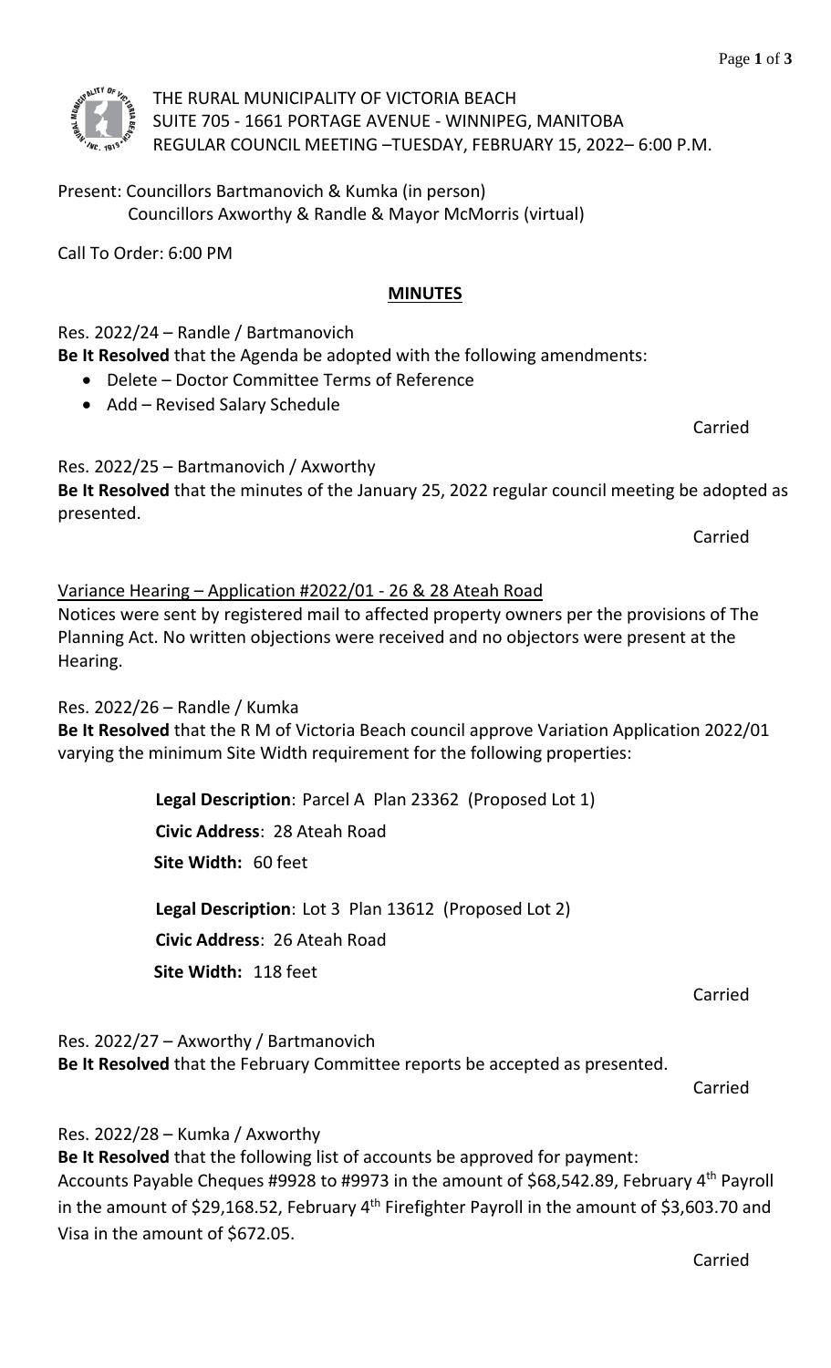THE RURAL MUNICIPALITY OF VICTORIA BEACH
SUITE 705 - 1661 PORTAGE AVENUE - WINNIPEG, MANITOBA
REGULAR COUNCIL MEETING –TUESDAY, FEBRUARY 15, 2022– 6:00 P.M.

Present: Councillors Bartmanovich & Kumka (in person)
Councillors Axworthy & Randle & Mayor McMorris (virtual)

Call To Order: 6:00 PM

**MINUTES**

Res. 2022/24 – Randle / Bartmanovich
**Be It Resolved** that the Agenda be adopted with the following amendments:

- Delete – Doctor Committee Terms of Reference
- Add – Revised Salary Schedule

Carried

Res. 2022/25 – Bartmanovich / Axworthy
**Be It Resolved** that the minutes of the January 25, 2022 regular council meeting be adopted as presented.

Carried

Variance Hearing – Application #2022/01 - 26 & 28 Ateah Road
Notices were sent by registered mail to affected property owners per the provisions of The Planning Act. No written objections were received and no objectors were present at the Hearing.

Res. 2022/26 – Randle / Kumka
**Be It Resolved** that the R M of Victoria Beach council approve Variation Application 2022/01 varying the minimum Site Width requirement for the following properties:

**Legal Description**: Parcel A Plan 23362 (Proposed Lot 1)
**Civic Address**: 28 Ateah Road
**Site Width:** 60 feet

**Legal Description**: Lot 3 Plan 13612 (Proposed Lot 2)
**Civic Address**: 26 Ateah Road
**Site Width:** 118 feet

Carried

Res. 2022/27 – Axworthy / Bartmanovich
**Be It Resolved** that the February Committee reports be accepted as presented.

Carried

Res. 2022/28 – Kumka / Axworthy
**Be It Resolved** that the following list of accounts be approved for payment:
Accounts Payable Cheques #9928 to #9973 in the amount of $68,542.89, February 4th Payroll in the amount of $29,168.52, February 4th Firefighter Payroll in the amount of $3,603.70 and Visa in the amount of $672.05.

Carried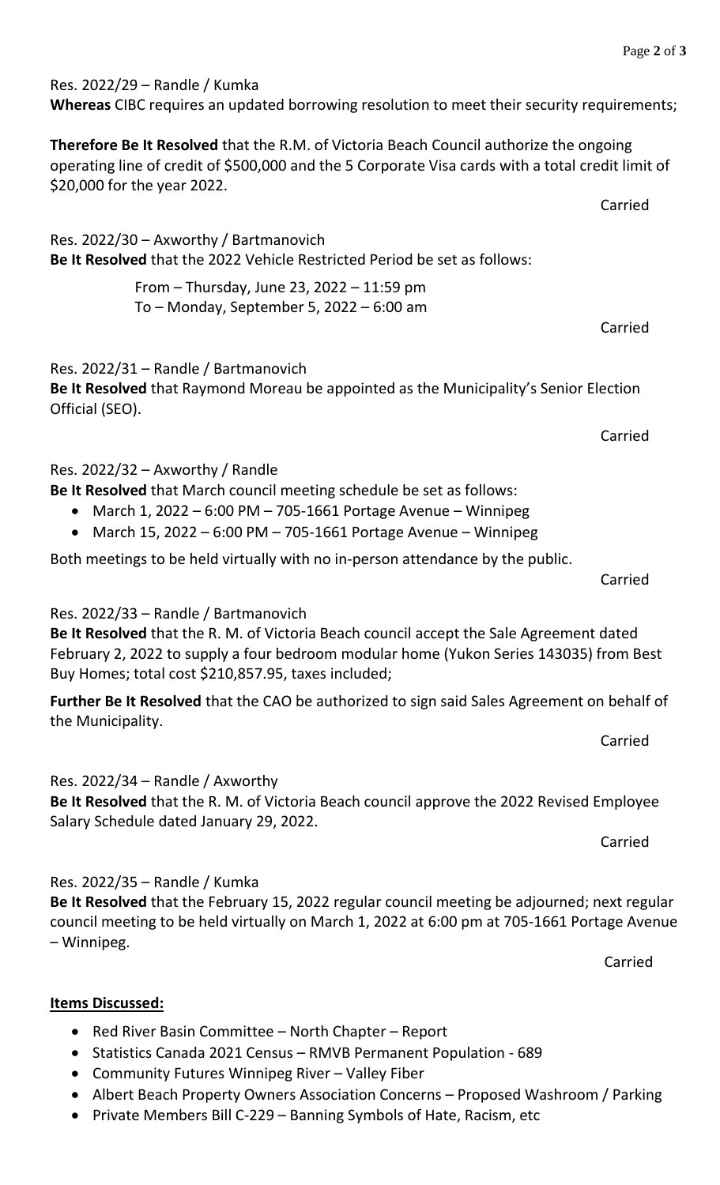Res. 2022/29 – Randle / Kumka
**Whereas** CIBC requires an updated borrowing resolution to meet their security requirements;

**Therefore Be It Resolved** that the R.M. of Victoria Beach Council authorize the ongoing operating line of credit of $500,000 and the 5 Corporate Visa cards with a total credit limit of $20,000 for the year 2022.

Carried

Res. 2022/30 – Axworthy / Bartmanovich
**Be It Resolved** that the 2022 Vehicle Restricted Period be set as follows:

From – Thursday, June 23, 2022 – 11:59 pm
To – Monday, September 5, 2022 – 6:00 am

Carried

Res. 2022/31 – Randle / Bartmanovich
**Be It Resolved** that Raymond Moreau be appointed as the Municipality's Senior Election Official (SEO).

Carried

Res. 2022/32 – Axworthy / Randle
**Be It Resolved** that March council meeting schedule be set as follows:

- March 1, 2022 – 6:00 PM – 705-1661 Portage Avenue – Winnipeg
- March 15, 2022 – 6:00 PM – 705-1661 Portage Avenue – Winnipeg

Both meetings to be held virtually with no in-person attendance by the public.

Carried

Res. 2022/33 – Randle / Bartmanovich
**Be It Resolved** that the R. M. of Victoria Beach council accept the Sale Agreement dated February 2, 2022 to supply a four bedroom modular home (Yukon Series 143035) from Best Buy Homes; total cost $210,857.95, taxes included;

**Further Be It Resolved** that the CAO be authorized to sign said Sales Agreement on behalf of the Municipality.

Carried

Res. 2022/34 – Randle / Axworthy
**Be It Resolved** that the R. M. of Victoria Beach council approve the 2022 Revised Employee Salary Schedule dated January 29, 2022.

Carried

Res. 2022/35 – Randle / Kumka
**Be It Resolved** that the February 15, 2022 regular council meeting be adjourned; next regular council meeting to be held virtually on March 1, 2022 at 6:00 pm at 705-1661 Portage Avenue – Winnipeg.

Carried

**Items Discussed:**

- Red River Basin Committee – North Chapter – Report
- Statistics Canada 2021 Census – RMVB Permanent Population - 689
- Community Futures Winnipeg River – Valley Fiber
- Albert Beach Property Owners Association Concerns – Proposed Washroom / Parking
- Private Members Bill C-229 – Banning Symbols of Hate, Racism, etc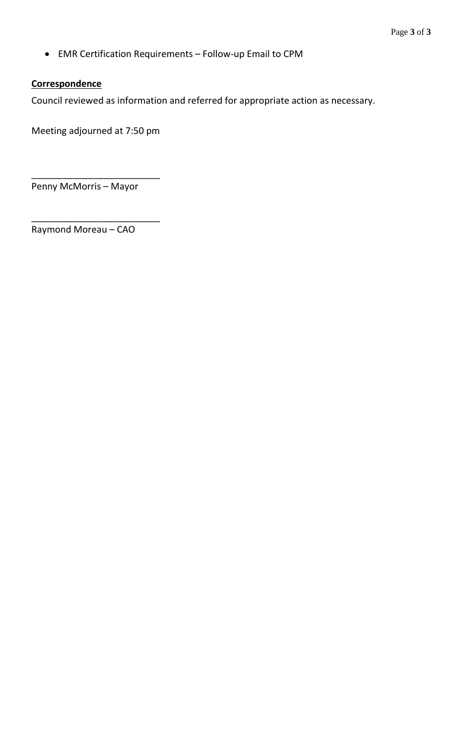- EMR Certification Requirements – Follow-up Email to CPM

**Correspondence**

Council reviewed as information and referred for appropriate action as necessary.

Meeting adjourned at 7:50 pm

_________________________
Penny McMorris – Mayor

_________________________
Raymond Moreau – CAO